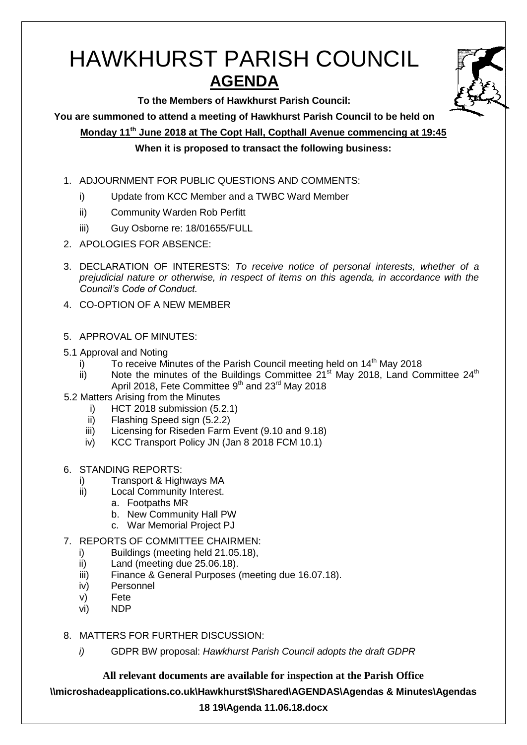# HAWKHURST PARISH COUNCIL

## AGENDA

**To the Members of Hawkhurst Parish Council:**

**You are summoned to attend a meeting of Hawkhurst Parish Council to be held on**

**Monday 11th June 2018 at The Copt Hall, Copthall Avenue commencing at 19:45**

**When it is proposed to transact the following business:**

1. ADJOURNMENT FOR PUBLIC QUESTIONS AND COMMENTS:
   - i) Update from KCC Member and a TWBC Ward Member
   - ii) Community Warden Rob Perfitt
   - iii) Guy Osborne re: 18/01655/FULL
2. APOLOGIES FOR ABSENCE:
3. DECLARATION OF INTERESTS: *To receive notice of personal interests, whether of a prejudicial nature or otherwise, in respect of items on this agenda, in accordance with the Council's Code of Conduct.*
4. CO-OPTION OF A NEW MEMBER
5. APPROVAL OF MINUTES:

5.1 Approval and Noting
   - i) To receive Minutes of the Parish Council meeting held on 14th May 2018
   - ii) Note the minutes of the Buildings Committee 21st May 2018, Land Committee 24th April 2018, Fete Committee 9th and 23rd May 2018

5.2 Matters Arising from the Minutes
   - i) HCT 2018 submission (5.2.1)
   - ii) Flashing Speed sign (5.2.2)
   - iii) Licensing for Riseden Farm Event (9.10 and 9.18)
   - iv) KCC Transport Policy JN (Jan 8 2018 FCM 10.1)

6. STANDING REPORTS:
   - i) Transport & Highways MA
   - ii) Local Community Interest.
     - a. Footpaths MR
     - b. New Community Hall PW
     - c. War Memorial Project PJ
7. REPORTS OF COMMITTEE CHAIRMEN:
   - i) Buildings (meeting held 21.05.18),
   - ii) Land (meeting due 25.06.18).
   - iii) Finance & General Purposes (meeting due 16.07.18).
   - iv) Personnel
   - v) Fete
   - vi) NDP
8. MATTERS FOR FURTHER DISCUSSION:
   - *i)* GDPR BW proposal: *Hawkhurst Parish Council adopts the draft GDPR*

**All relevant documents are available for inspection at the Parish Office**

**\\microshadeapplications.co.uk\Hawkhurst$\Shared\AGENDAS\Agendas & Minutes\Agendas 18 19\Agenda 11.06.18.docx**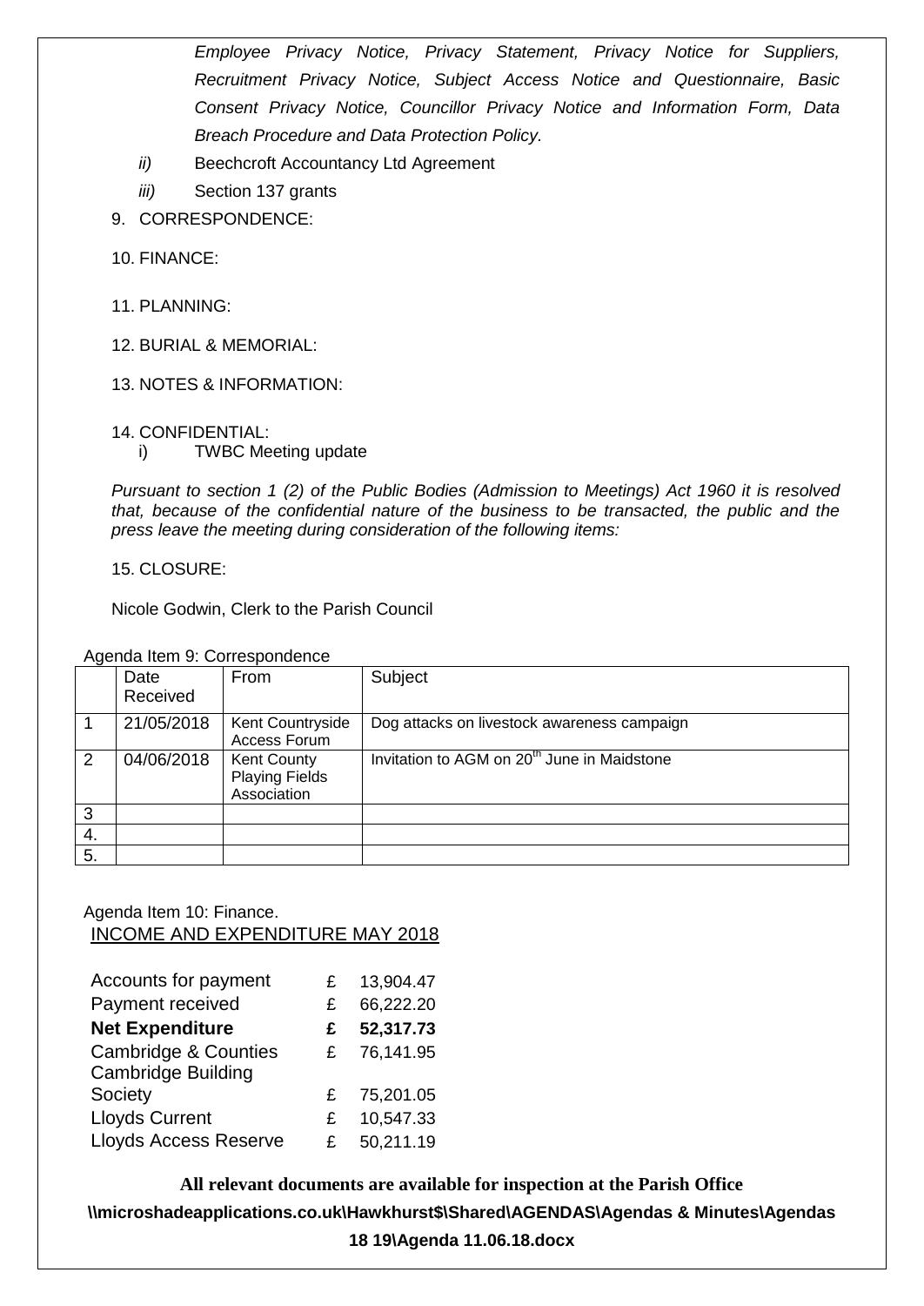*Employee Privacy Notice, Privacy Statement, Privacy Notice for Suppliers, Recruitment Privacy Notice, Subject Access Notice and Questionnaire, Basic Consent Privacy Notice, Councillor Privacy Notice and Information Form, Data Breach Procedure and Data Protection Policy.*

*ii)* Beechcroft Accountancy Ltd Agreement

*iii)* Section 137 grants

9. CORRESPONDENCE:

10. FINANCE:

11. PLANNING:

12. BURIAL & MEMORIAL:

13. NOTES & INFORMATION:

14. CONFIDENTIAL:
    i) TWBC Meeting update

*Pursuant to section 1 (2) of the Public Bodies (Admission to Meetings) Act 1960 it is resolved that, because of the confidential nature of the business to be transacted, the public and the press leave the meeting during consideration of the following items:*

15. CLOSURE:

Nicole Godwin, Clerk to the Parish Council

Agenda Item 9: Correspondence

| | Date Received | From | Subject |
|---|---|---|---|
| 1 | 21/05/2018 | Kent Countryside Access Forum | Dog attacks on livestock awareness campaign |
| 2 | 04/06/2018 | Kent County Playing Fields Association | Invitation to AGM on 20th June in Maidstone |
| 3 | | | |
| 4. | | | |
| 5. | | | |

Agenda Item 10: Finance.

INCOME AND EXPENDITURE MAY 2018

| | | |
|---|---|---|
| Accounts for payment | £ | 13,904.47 |
| Payment received | £ | 66,222.20 |
| **Net Expenditure** | **£** | **52,317.73** |
| Cambridge & Counties | £ | 76,141.95 |
| Cambridge Building Society | £ | 75,201.05 |
| Lloyds Current | £ | 10,547.33 |
| Lloyds Access Reserve | £ | 50,211.19 |

**All relevant documents are available for inspection at the Parish Office**

**\\microshadeapplications.co.uk\Hawkhurst$\Shared\AGENDAS\Agendas & Minutes\Agendas 18 19\Agenda 11.06.18.docx**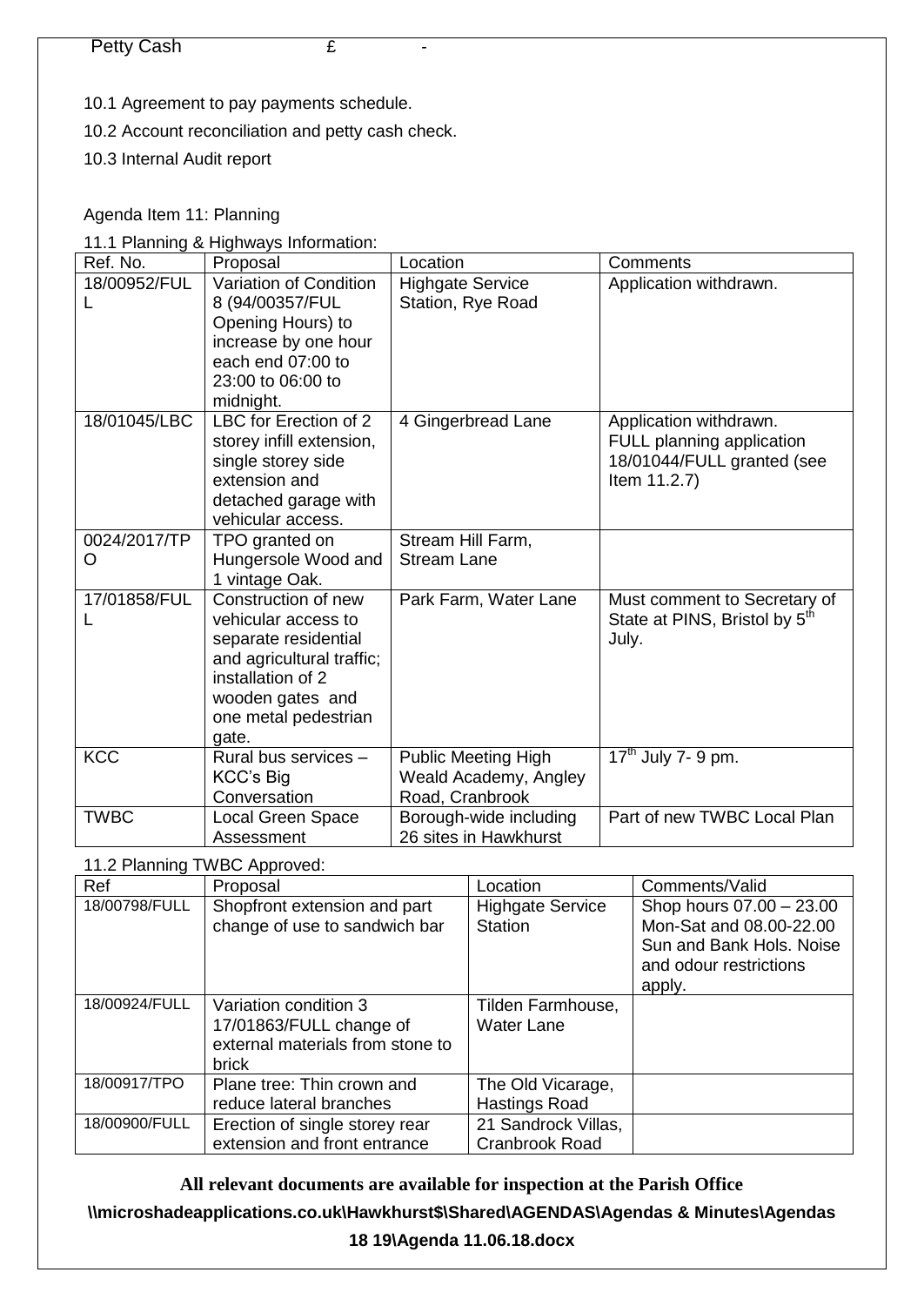Petty Cash £ -

10.1 Agreement to pay payments schedule.

10.2 Account reconciliation and petty cash check.

10.3 Internal Audit report

Agenda Item 11: Planning

11.1 Planning & Highways Information:

| Ref. No. | Proposal | Location | Comments |
|---|---|---|---|
| 18/00952/FULL | Variation of Condition 8 (94/00357/FUL Opening Hours) to increase by one hour each end 07:00 to 23:00 to 06:00 to midnight. | Highgate Service Station, Rye Road | Application withdrawn. |
| 18/01045/LBC | LBC for Erection of 2 storey infill extension, single storey side extension and detached garage with vehicular access. | 4 Gingerbread Lane | Application withdrawn. FULL planning application 18/01044/FULL granted (see Item 11.2.7) |
| 0024/2017/TPO | TPO granted on Hungersole Wood and 1 vintage Oak. | Stream Hill Farm, Stream Lane | |
| 17/01858/FULL | Construction of new vehicular access to separate residential and agricultural traffic; installation of 2 wooden gates and one metal pedestrian gate. | Park Farm, Water Lane | Must comment to Secretary of State at PINS, Bristol by 5th July. |
| KCC | Rural bus services – KCC's Big Conversation | Public Meeting High Weald Academy, Angley Road, Cranbrook | 17th July 7- 9 pm. |
| TWBC | Local Green Space Assessment | Borough-wide including 26 sites in Hawkhurst | Part of new TWBC Local Plan |

11.2 Planning TWBC Approved:

| Ref | Proposal | Location | Comments/Valid |
|---|---|---|---|
| 18/00798/FULL | Shopfront extension and part change of use to sandwich bar | Highgate Service Station | Shop hours 07.00 – 23.00 Mon-Sat and 08.00-22.00 Sun and Bank Hols. Noise and odour restrictions apply. |
| 18/00924/FULL | Variation condition 3 17/01863/FULL change of external materials from stone to brick | Tilden Farmhouse, Water Lane | |
| 18/00917/TPO | Plane tree: Thin crown and reduce lateral branches | The Old Vicarage, Hastings Road | |
| 18/00900/FULL | Erection of single storey rear extension and front entrance | 21 Sandrock Villas, Cranbrook Road | |

**All relevant documents are available for inspection at the Parish Office**

**\\microshadeapplications.co.uk\Hawkhurst$\Shared\AGENDAS\Agendas & Minutes\Agendas 18 19\Agenda 11.06.18.docx**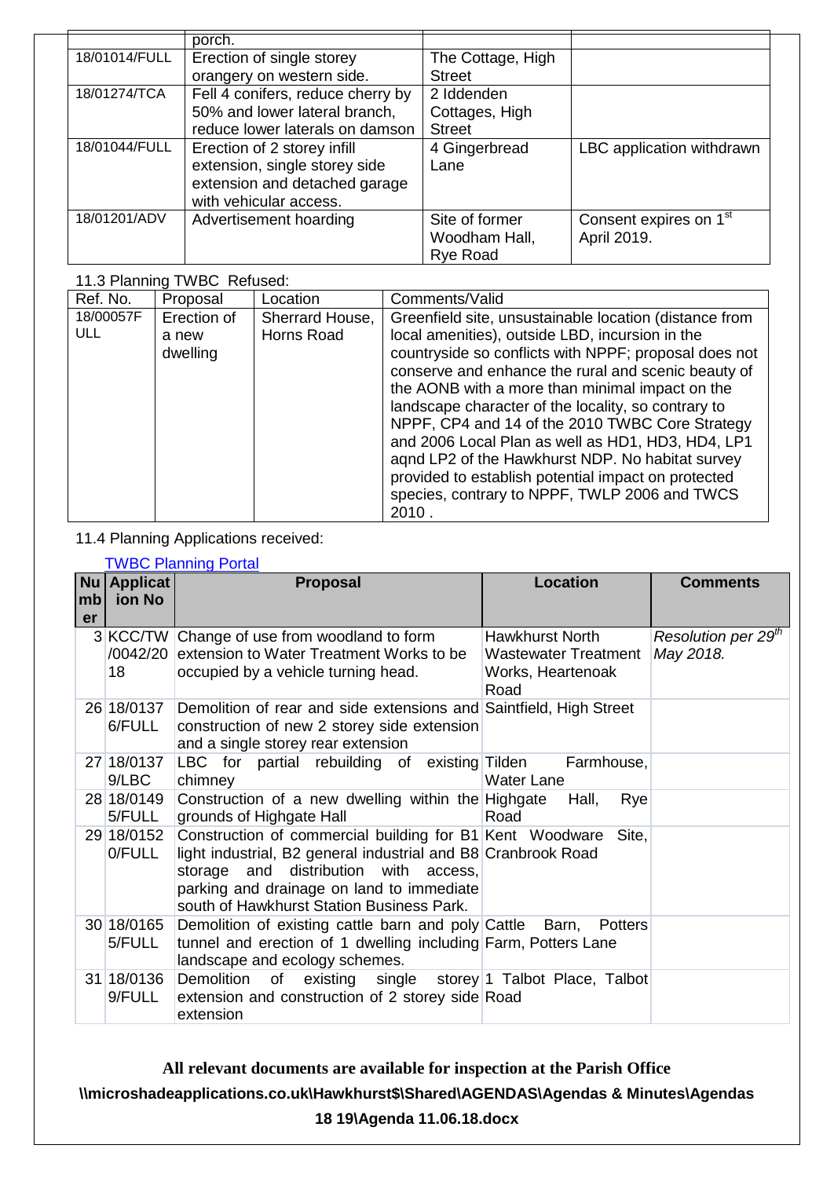| | porch. | | |
|---|---|---|---|
| 18/01014/FULL | Erection of single storey orangery on western side. | The Cottage, High Street | |
| 18/01274/TCA | Fell 4 conifers, reduce cherry by 50% and lower lateral branch, reduce lower laterals on damson | 2 Iddenden Cottages, High Street | |
| 18/01044/FULL | Erection of 2 storey infill extension, single storey side extension and detached garage with vehicular access. | 4 Gingerbread Lane | LBC application withdrawn |
| 18/01201/ADV | Advertisement hoarding | Site of former Woodham Hall, Rye Road | Consent expires on 1st April 2019. |

11.3 Planning TWBC Refused:

| Ref. No. | Proposal | Location | Comments/Valid |
|---|---|---|---|
| 18/00057FULL | Erection of a new dwelling | Sherrard House, Horns Road | Greenfield site, unsustainable location (distance from local amenities), outside LBD, incursion in the countryside so conflicts with NPPF; proposal does not conserve and enhance the rural and scenic beauty of the AONB with a more than minimal impact on the landscape character of the locality, so contrary to NPPF, CP4 and 14 of the 2010 TWBC Core Strategy and 2006 Local Plan as well as HD1, HD3, HD4, LP1 aqnd LP2 of the Hawkhurst NDP. No habitat survey provided to establish potential impact on protected species, contrary to NPPF, TWLP 2006 and TWCS 2010 . |

11.4 Planning Applications received:

[TWBC Planning Portal]

| Number | Application No | Proposal | Location | Comments |
|---|---|---|---|---|
| 3 | KCC/TW/0042/2018 | Change of use from woodland to form extension to Water Treatment Works to be occupied by a vehicle turning head. | Hawkhurst North Wastewater Treatment Works, Heartenoak Road | *Resolution per 29th May 2018.* |
| 26 | 18/01376/FULL | Demolition of rear and side extensions and construction of new 2 storey side extension and a single storey rear extension | Saintfield, High Street | |
| 27 | 18/01379/LBC | LBC for partial rebuilding of existing chimney | Tilden Farmhouse, Water Lane | |
| 28 | 18/01495/FULL | Construction of a new dwelling within the grounds of Highgate Hall | Highgate Hall, Rye Road | |
| 29 | 18/01520/FULL | Construction of commercial building for B1 light industrial, B2 general industrial and B8 storage and distribution with access, parking and drainage on land to immediate south of Hawkhurst Station Business Park. | Kent Woodware Site, Cranbrook Road | |
| 30 | 18/01655/FULL | Demolition of existing cattle barn and poly tunnel and erection of 1 dwelling including landscape and ecology schemes. | Cattle Barn, Potters Farm, Potters Lane | |
| 31 | 18/01369/FULL | Demolition of existing single storey extension and construction of 2 storey side extension | 1 Talbot Place, Talbot Road | |

**All relevant documents are available for inspection at the Parish Office**

**\\microshadeapplications.co.uk\Hawkhurst$\Shared\AGENDAS\Agendas & Minutes\Agendas 18 19\Agenda 11.06.18.docx**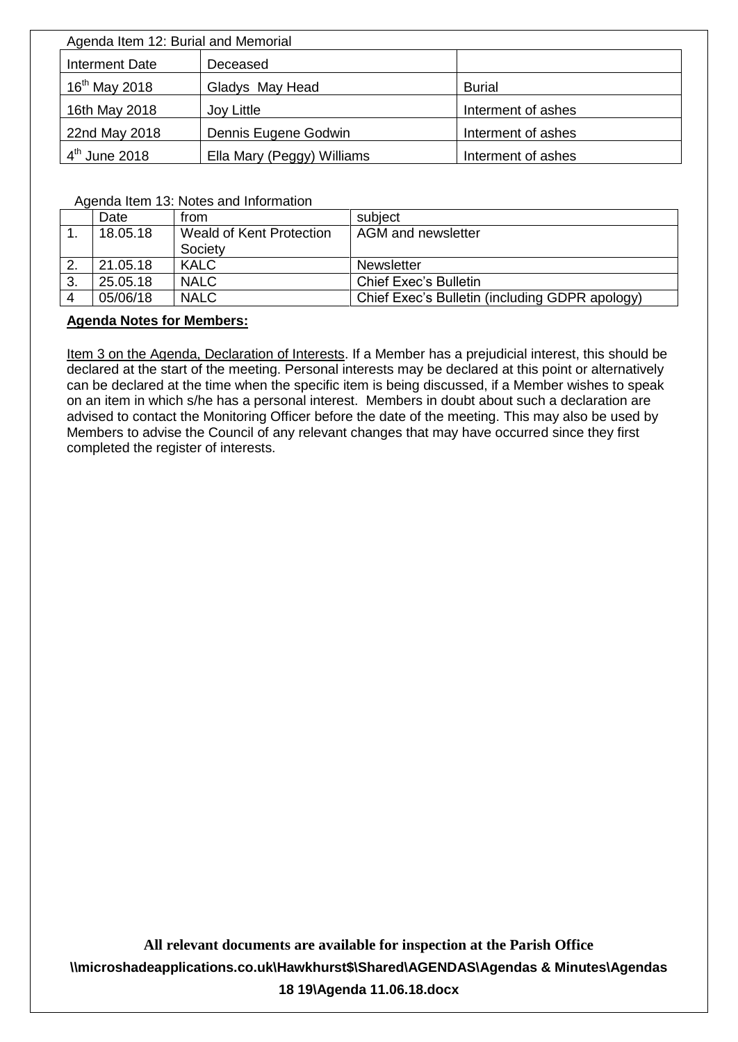| Agenda Item 12: Burial and Memorial | | |
|---|---|---|
| Interment Date | Deceased | |
| 16th May 2018 | Gladys May Head | Burial |
| 16th May 2018 | Joy Little | Interment of ashes |
| 22nd May 2018 | Dennis Eugene Godwin | Interment of ashes |
| 4th June 2018 | Ella Mary (Peggy) Williams | Interment of ashes |

Agenda Item 13: Notes and Information

| | Date | from | subject |
|---|---|---|---|
| 1. | 18.05.18 | Weald of Kent Protection Society | AGM and newsletter |
| 2. | 21.05.18 | KALC | Newsletter |
| 3. | 25.05.18 | NALC | Chief Exec's Bulletin |
| 4 | 05/06/18 | NALC | Chief Exec's Bulletin (including GDPR apology) |

**Agenda Notes for Members:**

Item 3 on the Agenda, Declaration of Interests. If a Member has a prejudicial interest, this should be declared at the start of the meeting. Personal interests may be declared at this point or alternatively can be declared at the time when the specific item is being discussed, if a Member wishes to speak on an item in which s/he has a personal interest. Members in doubt about such a declaration are advised to contact the Monitoring Officer before the date of the meeting. This may also be used by Members to advise the Council of any relevant changes that may have occurred since they first completed the register of interests.

**All relevant documents are available for inspection at the Parish Office**

**\\microshadeapplications.co.uk\Hawkhurst$\Shared\AGENDAS\Agendas & Minutes\Agendas 18 19\Agenda 11.06.18.docx**